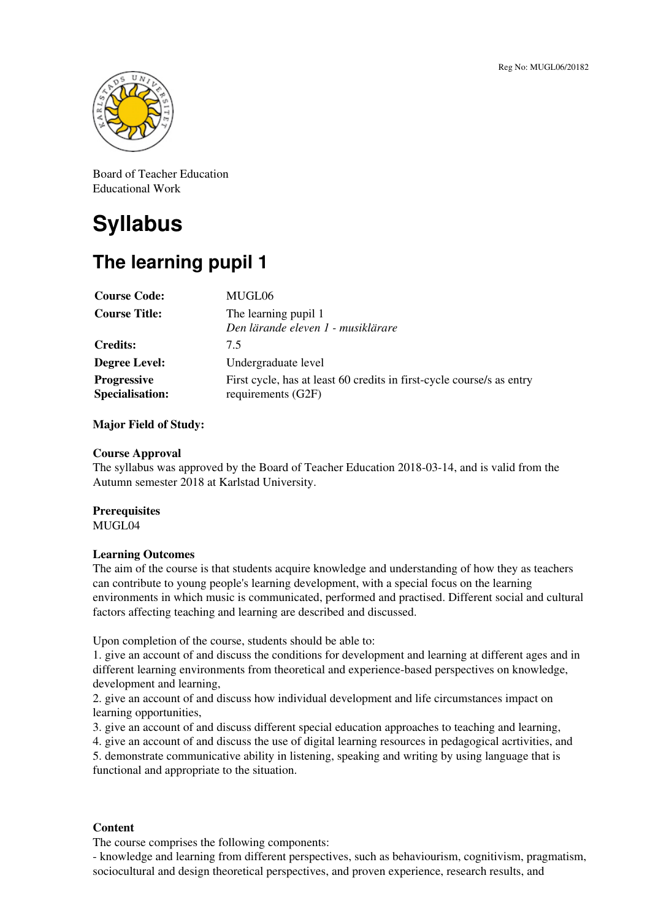Reg No: MUGL06/20182

Board of Teacher Education
Educational Work

# Syllabus

## The learning pupil 1

| | |
|---|---|
| **Course Code:** | MUGL06 |
| **Course Title:** | The learning pupil 1<br>*Den lärande eleven 1 - musiklärare* |
| **Credits:** | 7.5 |
| **Degree Level:** | Undergraduate level |
| **Progressive Specialisation:** | First cycle, has at least 60 credits in first-cycle course/s as entry requirements (G2F) |

**Major Field of Study:**

**Course Approval**
The syllabus was approved by the Board of Teacher Education 2018-03-14, and is valid from the Autumn semester 2018 at Karlstad University.

**Prerequisites**
MUGL04

**Learning Outcomes**
The aim of the course is that students acquire knowledge and understanding of how they as teachers can contribute to young people's learning development, with a special focus on the learning environments in which music is communicated, performed and practised. Different social and cultural factors affecting teaching and learning are described and discussed.

Upon completion of the course, students should be able to:
1. give an account of and discuss the conditions for development and learning at different ages and in different learning environments from theoretical and experience-based perspectives on knowledge, development and learning,
2. give an account of and discuss how individual development and life circumstances impact on learning opportunities,
3. give an account of and discuss different special education approaches to teaching and learning,
4. give an account of and discuss the use of digital learning resources in pedagogical acrtivities, and
5. demonstrate communicative ability in listening, speaking and writing by using language that is functional and appropriate to the situation.

**Content**
The course comprises the following components:
- knowledge and learning from different perspectives, such as behaviourism, cognitivism, pragmatism, sociocultural and design theoretical perspectives, and proven experience, research results, and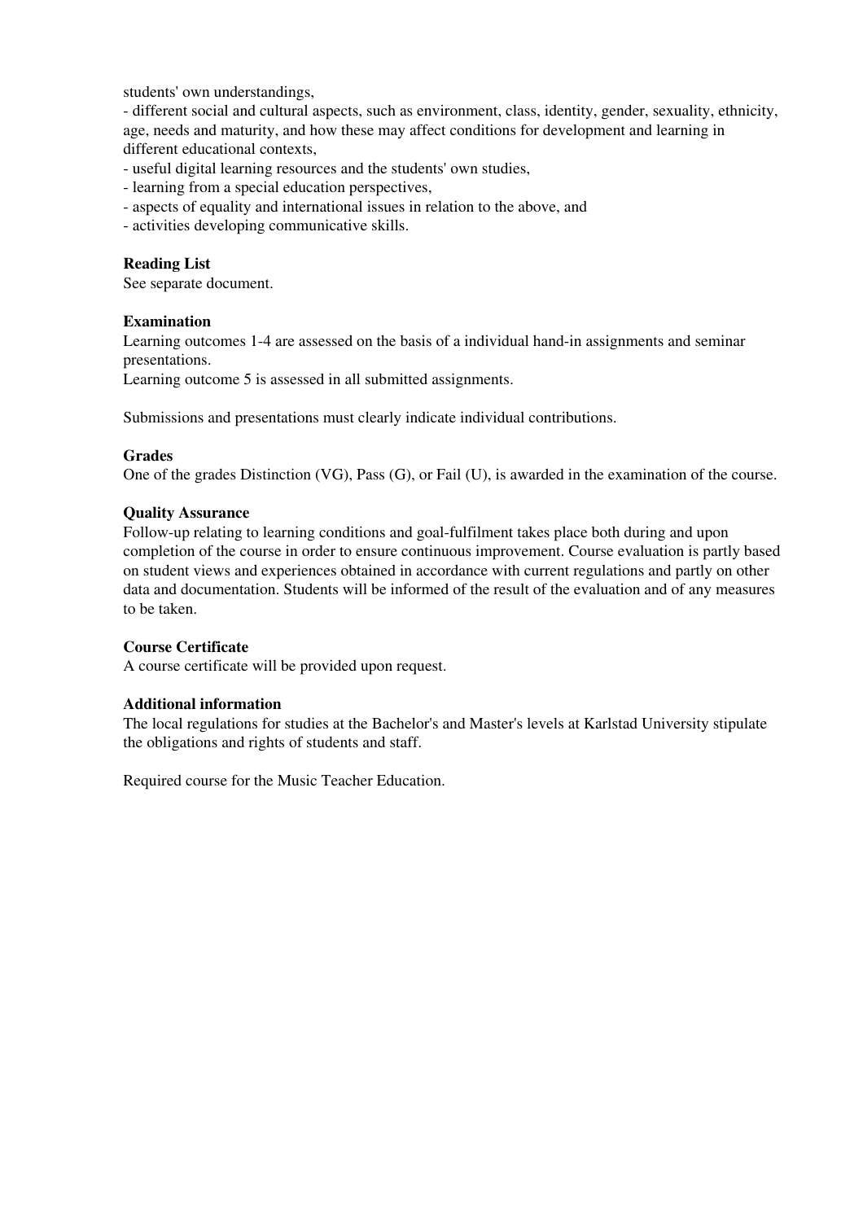students' own understandings,
- different social and cultural aspects, such as environment, class, identity, gender, sexuality, ethnicity, age, needs and maturity, and how these may affect conditions for development and learning in different educational contexts,
- useful digital learning resources and the students' own studies,
- learning from a special education perspectives,
- aspects of equality and international issues in relation to the above, and
- activities developing communicative skills.

**Reading List**
See separate document.

**Examination**
Learning outcomes 1-4 are assessed on the basis of a individual hand-in assignments and seminar presentations.
Learning outcome 5 is assessed in all submitted assignments.

Submissions and presentations must clearly indicate individual contributions.

**Grades**
One of the grades Distinction (VG), Pass (G), or Fail (U), is awarded in the examination of the course.

**Quality Assurance**
Follow-up relating to learning conditions and goal-fulfilment takes place both during and upon completion of the course in order to ensure continuous improvement. Course evaluation is partly based on student views and experiences obtained in accordance with current regulations and partly on other data and documentation. Students will be informed of the result of the evaluation and of any measures to be taken.

**Course Certificate**
A course certificate will be provided upon request.

**Additional information**
The local regulations for studies at the Bachelor's and Master's levels at Karlstad University stipulate the obligations and rights of students and staff.

Required course for the Music Teacher Education.